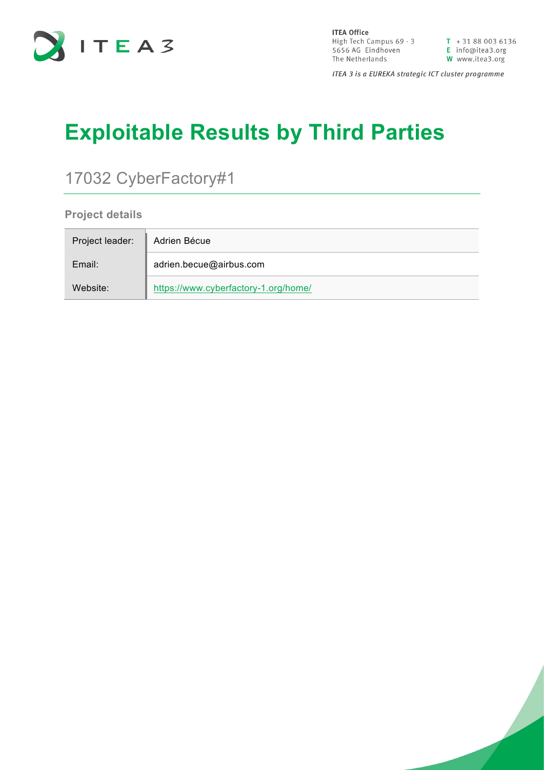**ITEA Office**
High Tech Campus 69 - 3
5656 AG Eindhoven
The Netherlands

T + 31 88 003 6136
E info@itea3.org
W www.itea3.org

*ITEA 3 is a EUREKA strategic ICT cluster programme*

# Exploitable Results by Third Parties

## 17032 CyberFactory#1

### Project details

| | |
|---|---|
| Project leader: | Adrien Bécue |
| Email: | adrien.becue@airbus.com |
| Website: | https://www.cyberfactory-1.org/home/ |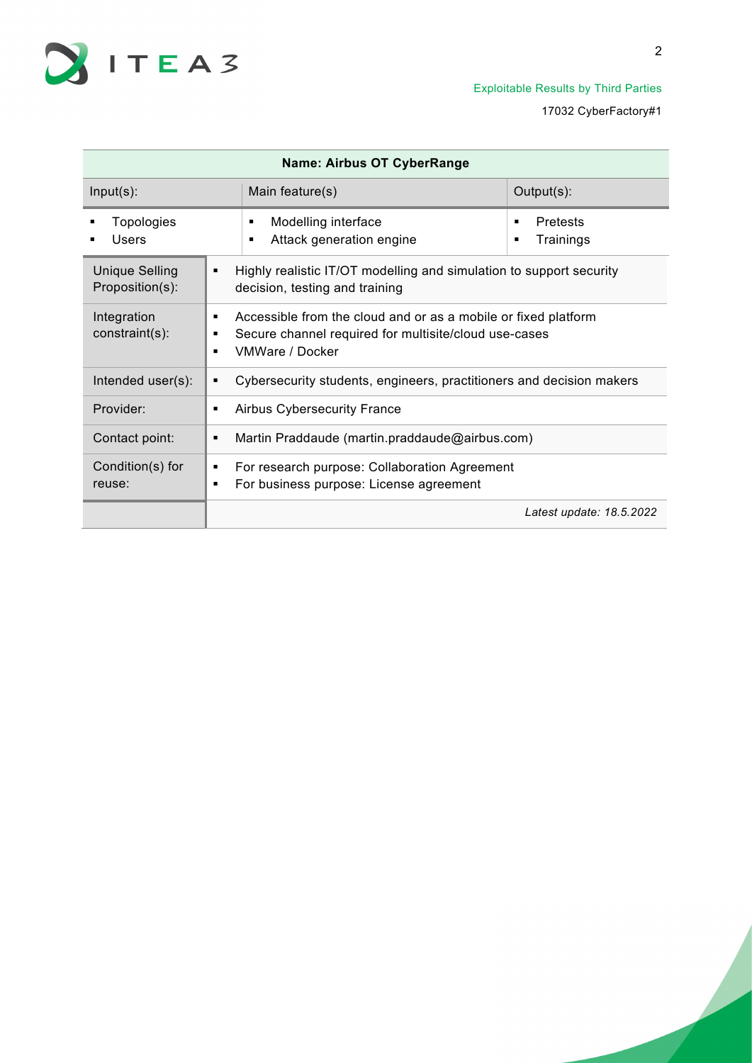| Name: Airbus OT CyberRange | | |
|---|---|---|
| Input(s): | Main feature(s) | Output(s): |
| ▪ Topologies<br>▪ Users | ▪ Modelling interface<br>▪ Attack generation engine | ▪ Pretests<br>▪ Trainings |
| Unique Selling Proposition(s): | ▪ Highly realistic IT/OT modelling and simulation to support security decision, testing and training | |
| Integration constraint(s): | ▪ Accessible from the cloud and or as a mobile or fixed platform<br>▪ Secure channel required for multisite/cloud use-cases<br>▪ VMWare / Docker | |
| Intended user(s): | ▪ Cybersecurity students, engineers, practitioners and decision makers | |
| Provider: | ▪ Airbus Cybersecurity France | |
| Contact point: | ▪ Martin Praddaude (martin.praddaude@airbus.com) | |
| Condition(s) for reuse: | ▪ For research purpose: Collaboration Agreement<br>▪ For business purpose: License agreement | |
| | *Latest update: 18.5.2022* | |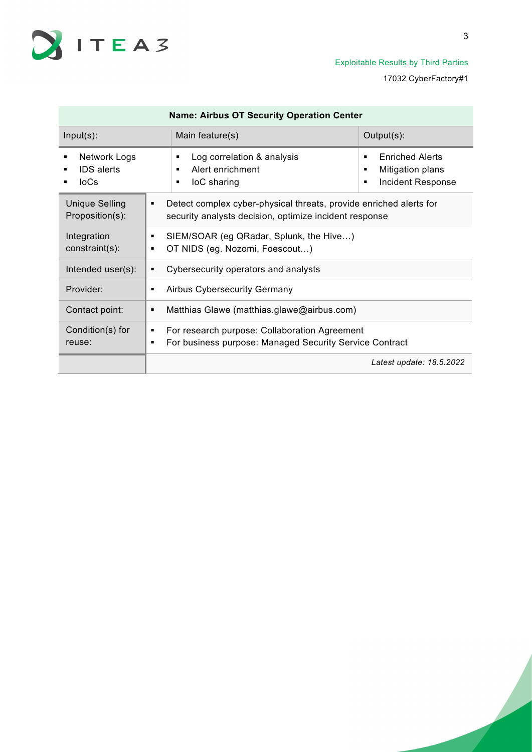| **Name: Airbus OT Security Operation Center** | | |
| --- | --- | --- |
| Input(s): | Main feature(s) | Output(s): |
| ▪ Network Logs<br>▪ IDS alerts<br>▪ IoCs | ▪ Log correlation & analysis<br>▪ Alert enrichment<br>▪ IoC sharing | ▪ Enriched Alerts<br>▪ Mitigation plans<br>▪ Incident Response |
| Unique Selling Proposition(s): | ▪ Detect complex cyber-physical threats, provide enriched alerts for security analysts decision, optimize incident response | |
| Integration constraint(s): | ▪ SIEM/SOAR (eg QRadar, Splunk, the Hive…)<br>▪ OT NIDS (eg. Nozomi, Foescout…) | |
| Intended user(s): | ▪ Cybersecurity operators and analysts | |
| Provider: | ▪ Airbus Cybersecurity Germany | |
| Contact point: | ▪ Matthias Glawe (matthias.glawe@airbus.com) | |
| Condition(s) for reuse: | ▪ For research purpose: Collaboration Agreement<br>▪ For business purpose: Managed Security Service Contract | |
| | *Latest update: 18.5.2022* | |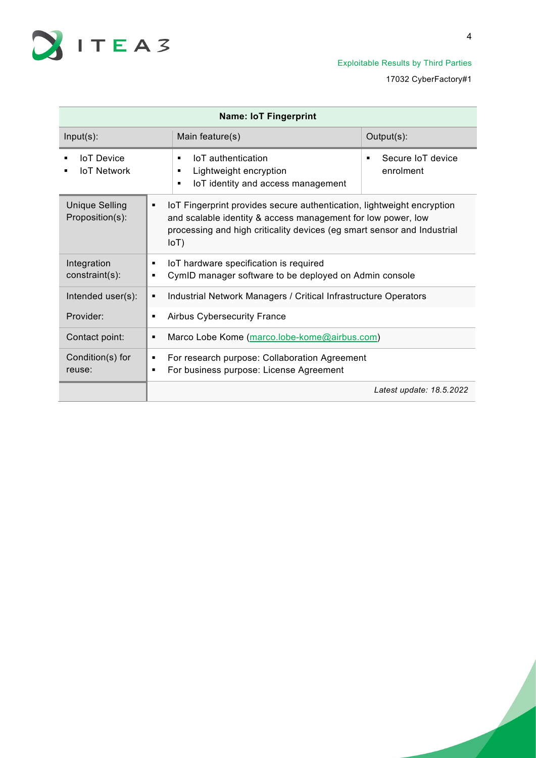| Name: IoT Fingerprint | | |
|---|---|---|
| Input(s): | Main feature(s) | Output(s): |
| ▪ IoT Device<br>▪ IoT Network | ▪ IoT authentication<br>▪ Lightweight encryption<br>▪ IoT identity and access management | ▪ Secure IoT device enrolment |
| Unique Selling Proposition(s): | ▪ IoT Fingerprint provides secure authentication, lightweight encryption and scalable identity & access management for low power, low processing and high criticality devices (eg smart sensor and Industrial IoT) | |
| Integration constraint(s): | ▪ IoT hardware specification is required<br>▪ CymID manager software to be deployed on Admin console | |
| Intended user(s): | ▪ Industrial Network Managers / Critical Infrastructure Operators | |
| Provider: | ▪ Airbus Cybersecurity France | |
| Contact point: | ▪ Marco Lobe Kome (marco.lobe-kome@airbus.com) | |
| Condition(s) for reuse: | ▪ For research purpose: Collaboration Agreement<br>▪ For business purpose: License Agreement | |
| | *Latest update: 18.5.2022* | |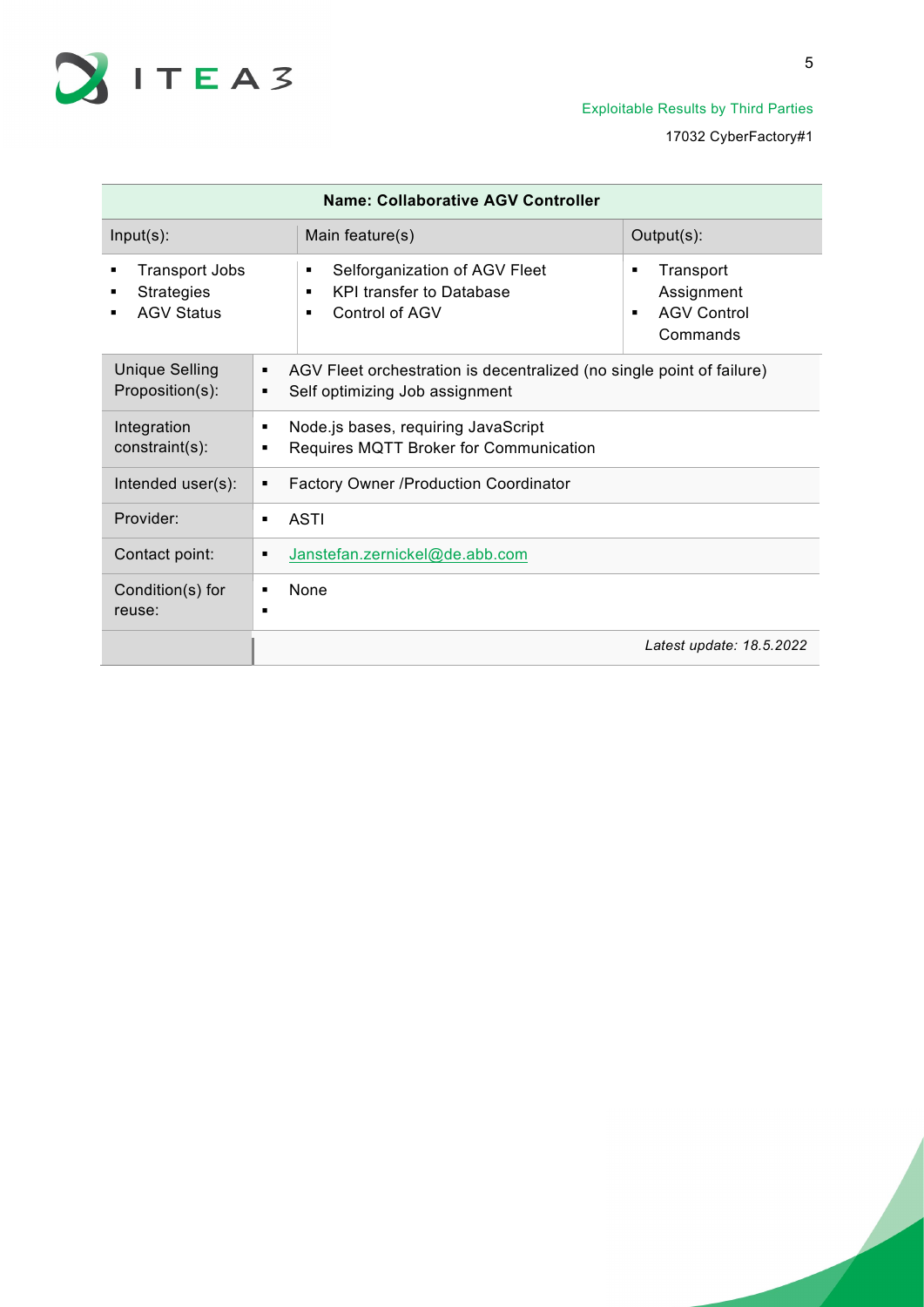| Name: Collaborative AGV Controller | | |
|---|---|---|
| Input(s): | Main feature(s) | Output(s): |
| ▪ Transport Jobs<br>▪ Strategies<br>▪ AGV Status | ▪ Selforganization of AGV Fleet<br>▪ KPI transfer to Database<br>▪ Control of AGV | ▪ Transport Assignment<br>▪ AGV Control Commands |

| | |
|---|---|
| Unique Selling Proposition(s): | ▪ AGV Fleet orchestration is decentralized (no single point of failure)<br>▪ Self optimizing Job assignment |
| Integration constraint(s): | ▪ Node.js bases, requiring JavaScript<br>▪ Requires MQTT Broker for Communication |
| Intended user(s): | ▪ Factory Owner /Production Coordinator |
| Provider: | ▪ ASTI |
| Contact point: | ▪ Janstefan.zernickel@de.abb.com |
| Condition(s) for reuse: | ▪ None<br>▪ |
| | *Latest update: 18.5.2022* |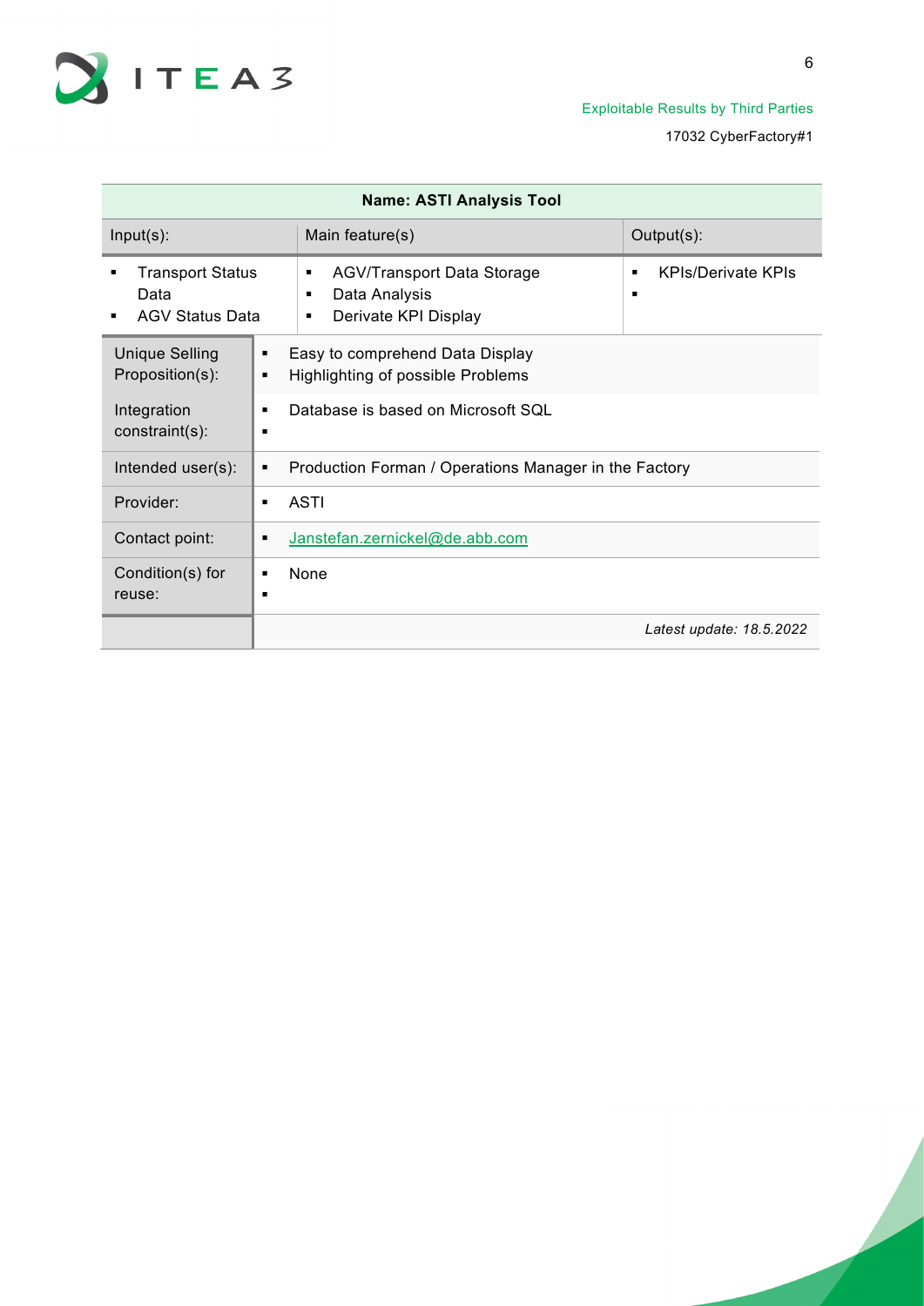| Name: ASTI Analysis Tool | | |
|---|---|---|
| Input(s): | Main feature(s) | Output(s): |
| ▪ Transport Status Data<br>▪ AGV Status Data | ▪ AGV/Transport Data Storage<br>▪ Data Analysis<br>▪ Derivate KPI Display | ▪ KPIs/Derivate KPIs<br>▪ |
| Unique Selling Proposition(s): | ▪ Easy to comprehend Data Display<br>▪ Highlighting of possible Problems | |
| Integration constraint(s): | ▪ Database is based on Microsoft SQL<br>▪ | |
| Intended user(s): | ▪ Production Forman / Operations Manager in the Factory | |
| Provider: | ▪ ASTI | |
| Contact point: | ▪ Janstefan.zernickel@de.abb.com | |
| Condition(s) for reuse: | ▪ None<br>▪ | |
| | *Latest update: 18.5.2022* | |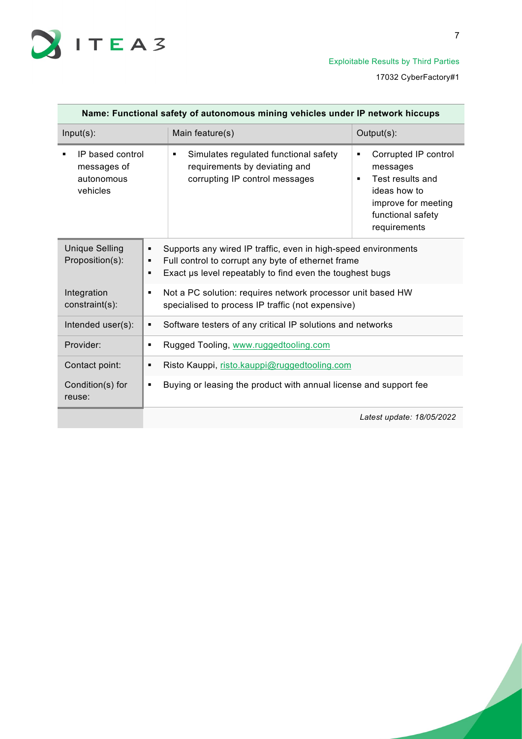| Name: Functional safety of autonomous mining vehicles under IP network hiccups | | |
|---|---|---|
| Input(s): | Main feature(s) | Output(s): |
| ▪ IP based control messages of autonomous vehicles | ▪ Simulates regulated functional safety requirements by deviating and corrupting IP control messages | ▪ Corrupted IP control messages<br>▪ Test results and ideas how to improve for meeting functional safety requirements |

| | |
|---|---|
| Unique Selling Proposition(s): | ▪ Supports any wired IP traffic, even in high-speed environments<br>▪ Full control to corrupt any byte of ethernet frame<br>▪ Exact μs level repeatably to find even the toughest bugs |
| Integration constraint(s): | ▪ Not a PC solution: requires network processor unit based HW specialised to process IP traffic (not expensive) |
| Intended user(s): | ▪ Software testers of any critical IP solutions and networks |
| Provider: | ▪ Rugged Tooling, www.ruggedtooling.com |
| Contact point: | ▪ Risto Kauppi, risto.kauppi@ruggedtooling.com |
| Condition(s) for reuse: | ▪ Buying or leasing the product with annual license and support fee |
| | *Latest update: 18/05/2022* |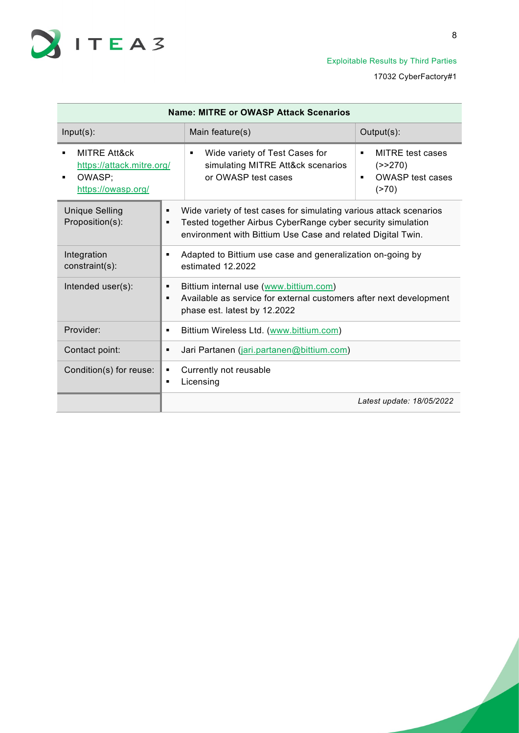| Name: MITRE or OWASP Attack Scenarios | | |
|---|---|---|
| Input(s): | Main feature(s) | Output(s): |
| ▪ MITRE Att&ck https://attack.mitre.org/<br>▪ OWASP; https://owasp.org/ | ▪ Wide variety of Test Cases for simulating MITRE Att&ck scenarios or OWASP test cases | ▪ MITRE test cases (>>270)<br>▪ OWASP test cases (>70) |

| | |
|---|---|
| Unique Selling Proposition(s): | ▪ Wide variety of test cases for simulating various attack scenarios<br>▪ Tested together Airbus CyberRange cyber security simulation environment with Bittium Use Case and related Digital Twin. |
| Integration constraint(s): | ▪ Adapted to Bittium use case and generalization on-going by estimated 12.2022 |
| Intended user(s): | ▪ Bittium internal use (www.bittium.com)<br>▪ Available as service for external customers after next development phase est. latest by 12.2022 |
| Provider: | ▪ Bittium Wireless Ltd. (www.bittium.com) |
| Contact point: | ▪ Jari Partanen (jari.partanen@bittium.com) |
| Condition(s) for reuse: | ▪ Currently not reusable<br>▪ Licensing |
| | *Latest update: 18/05/2022* |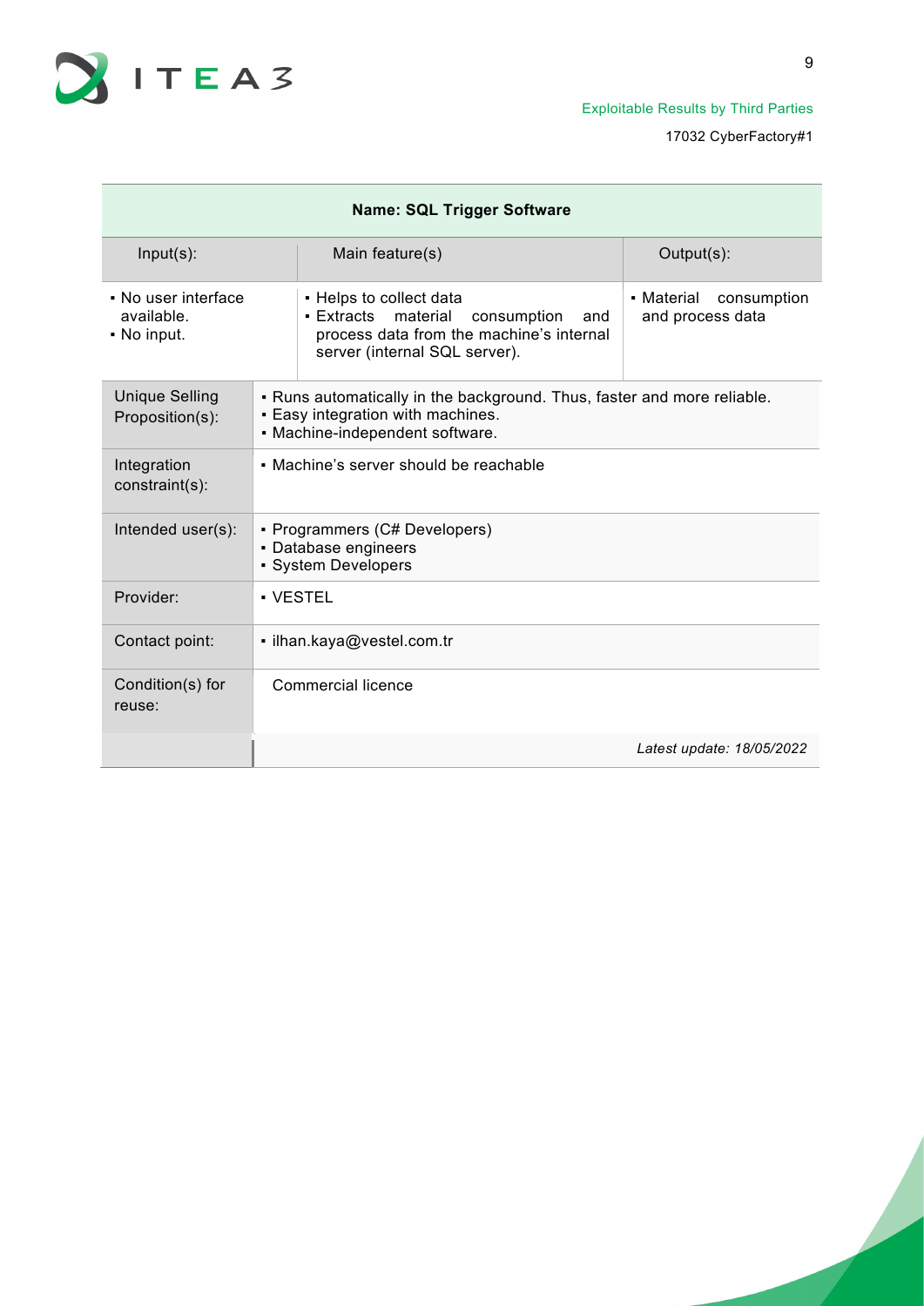| Name: SQL Trigger Software | | |
|---|---|---|
| Input(s): | Main feature(s) | Output(s): |
| ▪ No user interface available.<br>▪ No input. | ▪ Helps to collect data<br>▪ Extracts material consumption and process data from the machine's internal server (internal SQL server). | ▪ Material consumption and process data |

| | |
|---|---|
| Unique Selling Proposition(s): | ▪ Runs automatically in the background. Thus, faster and more reliable.<br>▪ Easy integration with machines.<br>▪ Machine-independent software. |
| Integration constraint(s): | ▪ Machine's server should be reachable |
| Intended user(s): | ▪ Programmers (C# Developers)<br>▪ Database engineers<br>▪ System Developers |
| Provider: | ▪ VESTEL |
| Contact point: | ▪ ilhan.kaya@vestel.com.tr |
| Condition(s) for reuse: | Commercial licence |
| | *Latest update: 18/05/2022* |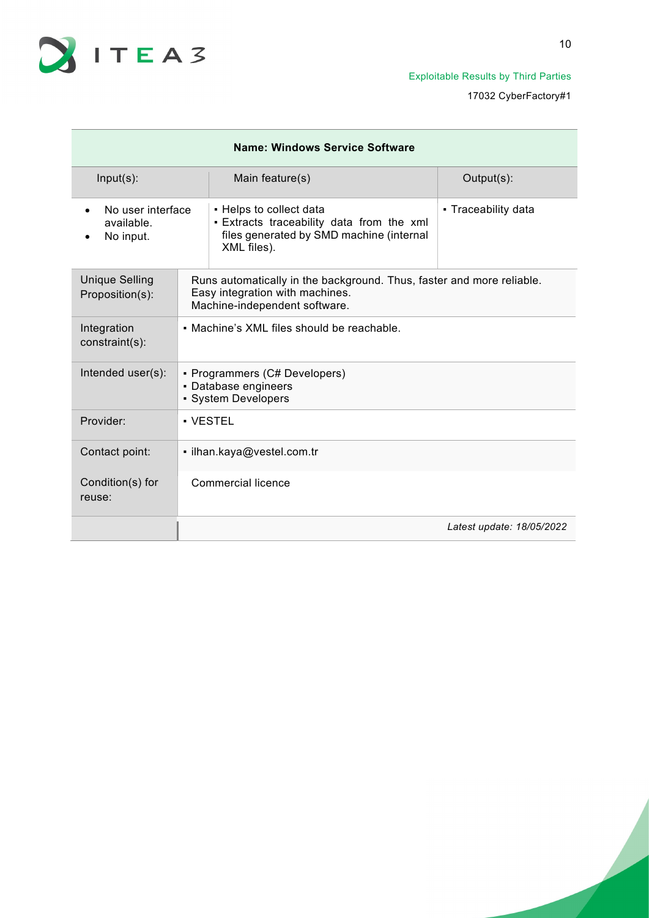| Name: Windows Service Software | | |
|---|---|---|
| Input(s): | Main feature(s) | Output(s): |
| • No user interface available.<br>• No input. | ▪ Helps to collect data<br>▪ Extracts traceability data from the xml files generated by SMD machine (internal XML files). | ▪ Traceability data |
| Unique Selling Proposition(s): | Runs automatically in the background. Thus, faster and more reliable.<br>Easy integration with machines.<br>Machine-independent software. | |
| Integration constraint(s): | ▪ Machine's XML files should be reachable. | |
| Intended user(s): | ▪ Programmers (C# Developers)<br>▪ Database engineers<br>▪ System Developers | |
| Provider: | ▪ VESTEL | |
| Contact point: | ▪ ilhan.kaya@vestel.com.tr | |
| Condition(s) for reuse: | Commercial licence | |
| | | *Latest update: 18/05/2022* |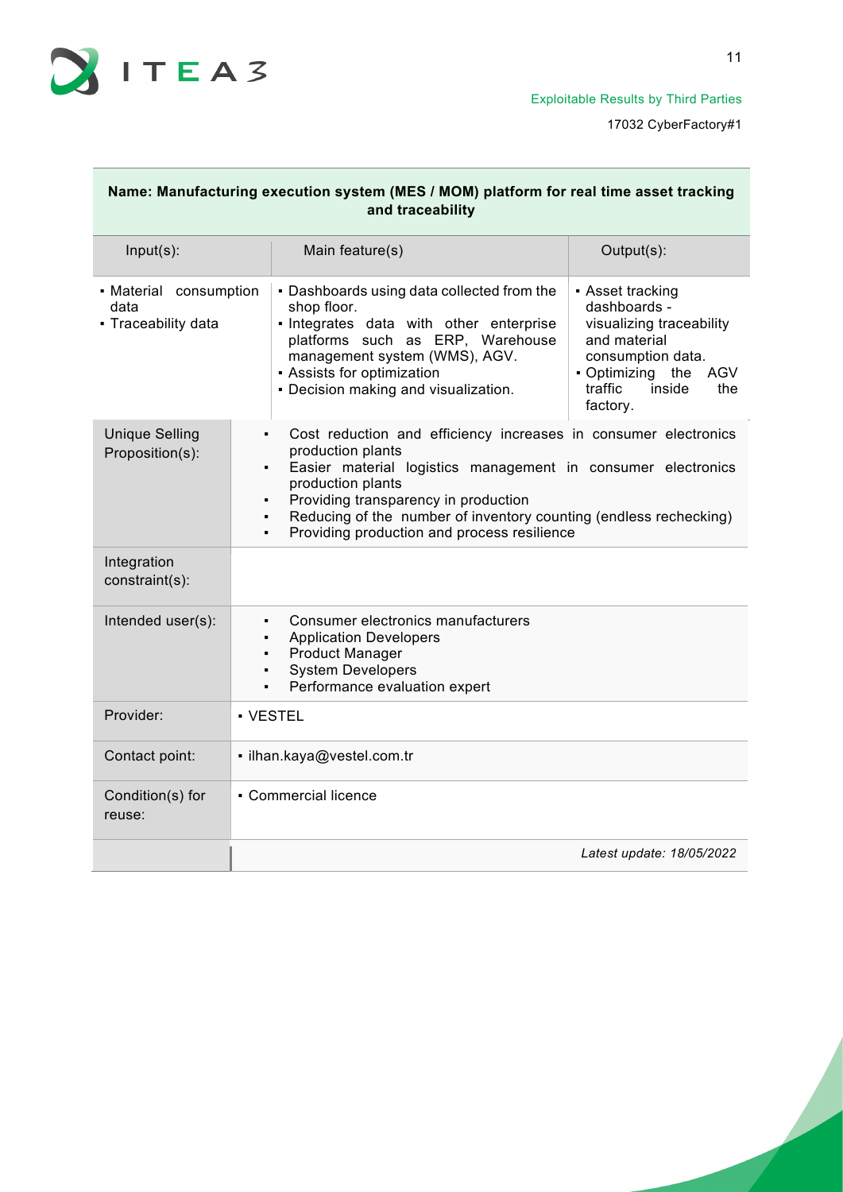**Name: Manufacturing execution system (MES / MOM) platform for real time asset tracking and traceability**

| Input(s): | Main feature(s) | Output(s): |
|---|---|---|
| ▪ Material consumption data<br>▪ Traceability data | ▪ Dashboards using data collected from the shop floor.<br>▪ Integrates data with other enterprise platforms such as ERP, Warehouse management system (WMS), AGV.<br>▪ Assists for optimization<br>▪ Decision making and visualization. | ▪ Asset tracking dashboards - visualizing traceability and material consumption data.<br>▪ Optimizing the AGV traffic inside the factory. |

| | |
|---|---|
| Unique Selling Proposition(s): | ▪ Cost reduction and efficiency increases in consumer electronics production plants<br>▪ Easier material logistics management in consumer electronics production plants<br>▪ Providing transparency in production<br>▪ Reducing of the number of inventory counting (endless rechecking)<br>▪ Providing production and process resilience |
| Integration constraint(s): | |
| Intended user(s): | ▪ Consumer electronics manufacturers<br>▪ Application Developers<br>▪ Product Manager<br>▪ System Developers<br>▪ Performance evaluation expert |
| Provider: | ▪ VESTEL |
| Contact point: | ▪ ilhan.kaya@vestel.com.tr |
| Condition(s) for reuse: | ▪ Commercial licence |
| | *Latest update: 18/05/2022* |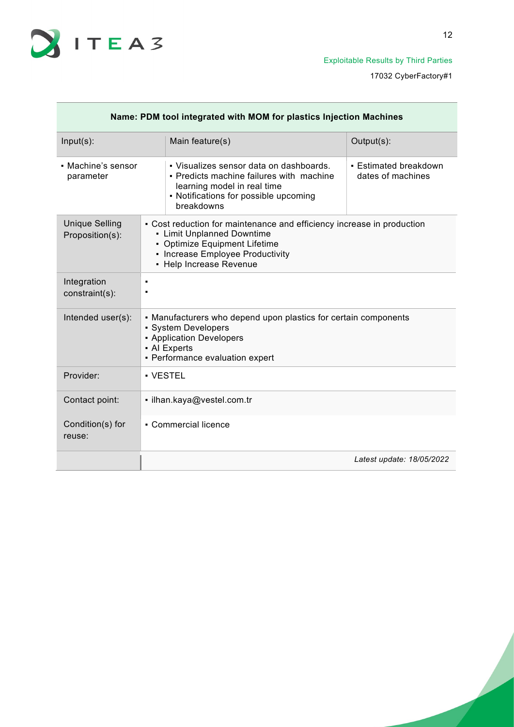| Name: PDM tool integrated with MOM for plastics Injection Machines | | |
|---|---|---|
| Input(s): | Main feature(s) | Output(s): |
| ▪ Machine's sensor parameter | ▪ Visualizes sensor data on dashboards.<br>▪ Predicts machine failures with machine learning model in real time<br>▪ Notifications for possible upcoming breakdowns | ▪ Estimated breakdown dates of machines |
| Unique Selling Proposition(s): | ▪ Cost reduction for maintenance and efficiency increase in production<br>▪ Limit Unplanned Downtime<br>▪ Optimize Equipment Lifetime<br>▪ Increase Employee Productivity<br>▪ Help Increase Revenue | |
| Integration constraint(s): | ▪<br>▪ | |
| Intended user(s): | ▪ Manufacturers who depend upon plastics for certain components<br>▪ System Developers<br>▪ Application Developers<br>▪ AI Experts<br>▪ Performance evaluation expert | |
| Provider: | ▪ VESTEL | |
| Contact point: | ▪ ilhan.kaya@vestel.com.tr | |
| Condition(s) for reuse: | ▪ Commercial licence | |
| | *Latest update: 18/05/2022* | |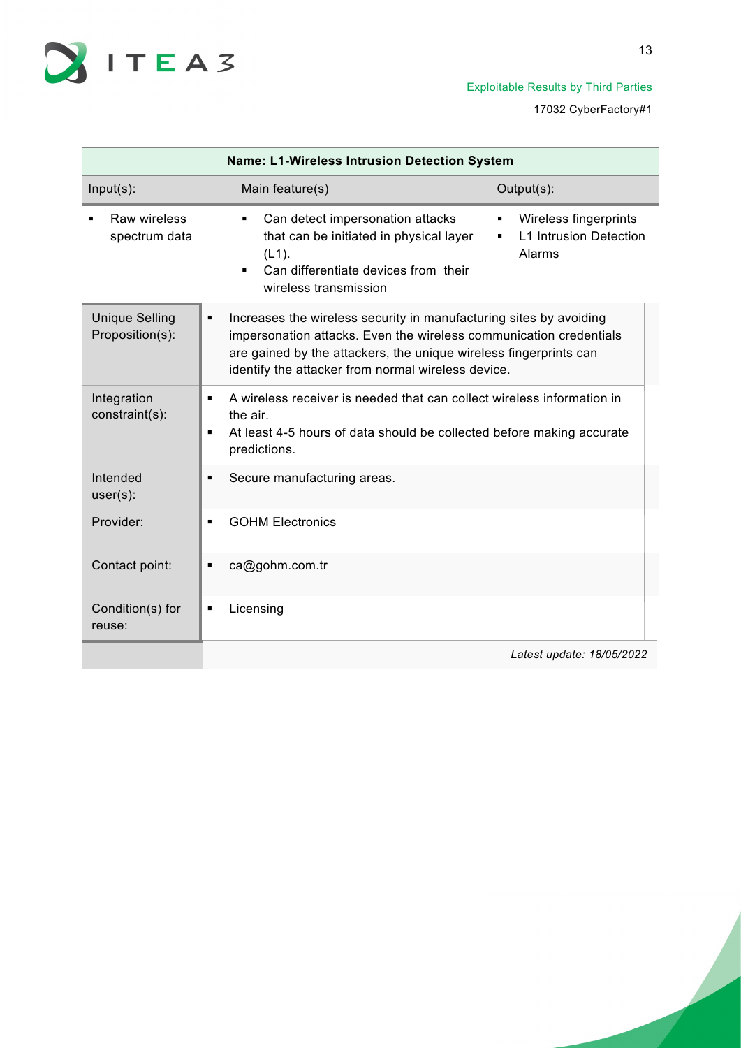| Name: L1-Wireless Intrusion Detection System | | |
|---|---|---|
| Input(s): | Main feature(s) | Output(s): |
| ▪ Raw wireless spectrum data | ▪ Can detect impersonation attacks that can be initiated in physical layer (L1).<br>▪ Can differentiate devices from their wireless transmission | ▪ Wireless fingerprints<br>▪ L1 Intrusion Detection Alarms |

| | |
|---|---|
| Unique Selling Proposition(s): | ▪ Increases the wireless security in manufacturing sites by avoiding impersonation attacks. Even the wireless communication credentials are gained by the attackers, the unique wireless fingerprints can identify the attacker from normal wireless device. |
| Integration constraint(s): | ▪ A wireless receiver is needed that can collect wireless information in the air.<br>▪ At least 4-5 hours of data should be collected before making accurate predictions. |
| Intended user(s): | ▪ Secure manufacturing areas. |
| Provider: | ▪ GOHM Electronics |
| Contact point: | ▪ ca@gohm.com.tr |
| Condition(s) for reuse: | ▪ Licensing |
| | *Latest update: 18/05/2022* |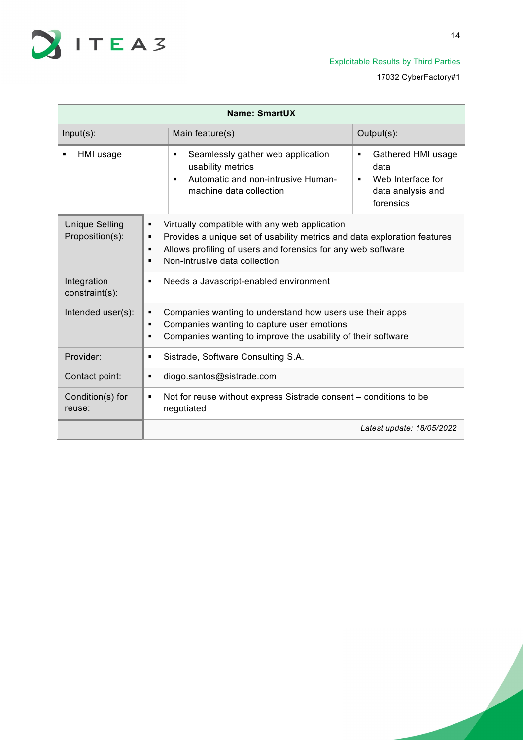| Name: SmartUX | | |
|---|---|---|
| Input(s): | Main feature(s) | Output(s): |
| ▪ HMI usage | ▪ Seamlessly gather web application usability metrics<br>▪ Automatic and non-intrusive Human-machine data collection | ▪ Gathered HMI usage data<br>▪ Web Interface for data analysis and forensics |
| Unique Selling Proposition(s): | ▪ Virtually compatible with any web application<br>▪ Provides a unique set of usability metrics and data exploration features<br>▪ Allows profiling of users and forensics for any web software<br>▪ Non-intrusive data collection | |
| Integration constraint(s): | ▪ Needs a Javascript-enabled environment | |
| Intended user(s): | ▪ Companies wanting to understand how users use their apps<br>▪ Companies wanting to capture user emotions<br>▪ Companies wanting to improve the usability of their software | |
| Provider: | ▪ Sistrade, Software Consulting S.A. | |
| Contact point: | ▪ diogo.santos@sistrade.com | |
| Condition(s) for reuse: | ▪ Not for reuse without express Sistrade consent – conditions to be negotiated | |
| | *Latest update: 18/05/2022* | |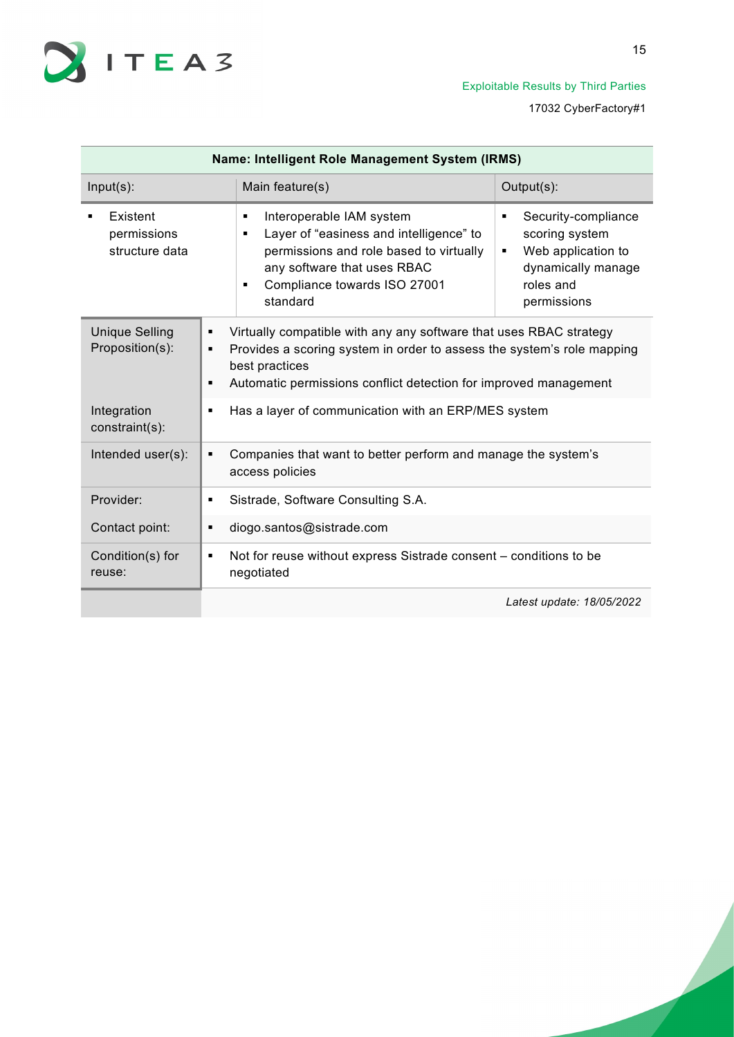| Name: Intelligent Role Management System (IRMS) | | |
|---|---|---|
| Input(s): | Main feature(s) | Output(s): |
| ▪ Existent permissions structure data | ▪ Interoperable IAM system<br>▪ Layer of "easiness and intelligence" to permissions and role based to virtually any software that uses RBAC<br>▪ Compliance towards ISO 27001 standard | ▪ Security-compliance scoring system<br>▪ Web application to dynamically manage roles and permissions |

| | |
|---|---|
| Unique Selling Proposition(s): | ▪ Virtually compatible with any any software that uses RBAC strategy<br>▪ Provides a scoring system in order to assess the system's role mapping best practices<br>▪ Automatic permissions conflict detection for improved management |
| Integration constraint(s): | ▪ Has a layer of communication with an ERP/MES system |
| Intended user(s): | ▪ Companies that want to better perform and manage the system's access policies |
| Provider: | ▪ Sistrade, Software Consulting S.A. |
| Contact point: | ▪ diogo.santos@sistrade.com |
| Condition(s) for reuse: | ▪ Not for reuse without express Sistrade consent – conditions to be negotiated |
| | *Latest update: 18/05/2022* |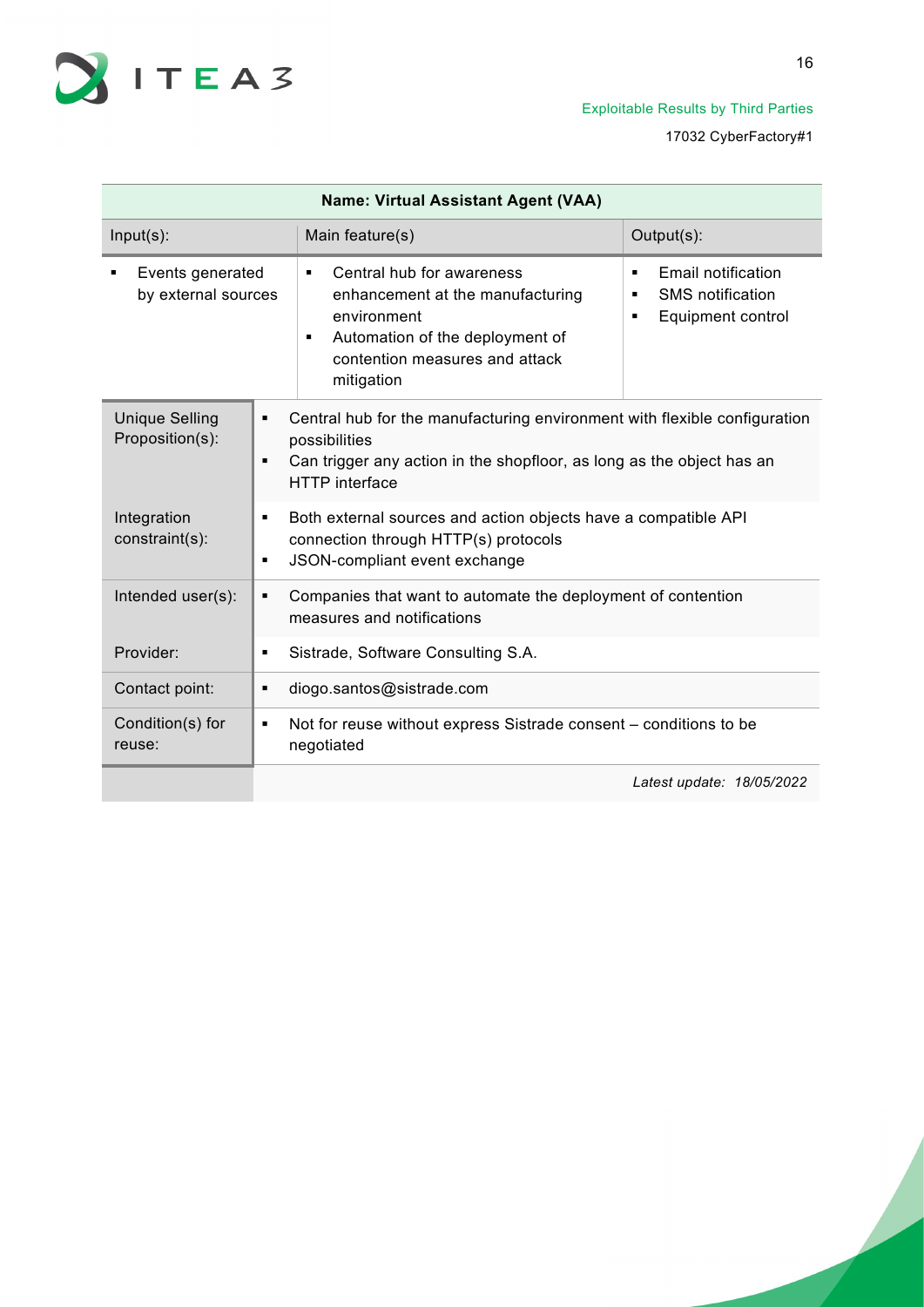| Name: Virtual Assistant Agent (VAA) | | |
|---|---|---|
| Input(s): | Main feature(s) | Output(s): |
| ▪ Events generated by external sources | ▪ Central hub for awareness enhancement at the manufacturing environment<br>▪ Automation of the deployment of contention measures and attack mitigation | ▪ Email notification<br>▪ SMS notification<br>▪ Equipment control |

| | |
|---|---|
| Unique Selling Proposition(s): | ▪ Central hub for the manufacturing environment with flexible configuration possibilities<br>▪ Can trigger any action in the shopfloor, as long as the object has an HTTP interface |
| Integration constraint(s): | ▪ Both external sources and action objects have a compatible API connection through HTTP(s) protocols<br>▪ JSON-compliant event exchange |
| Intended user(s): | ▪ Companies that want to automate the deployment of contention measures and notifications |
| Provider: | ▪ Sistrade, Software Consulting S.A. |
| Contact point: | ▪ diogo.santos@sistrade.com |
| Condition(s) for reuse: | ▪ Not for reuse without express Sistrade consent – conditions to be negotiated |
| | *Latest update: 18/05/2022* |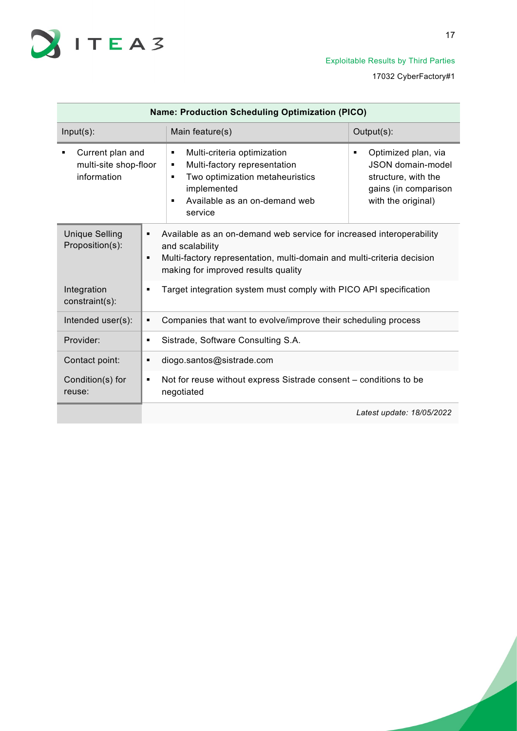| Name: Production Scheduling Optimization (PICO) | | |
|---|---|---|
| Input(s): | Main feature(s) | Output(s): |
| ▪ Current plan and multi-site shop-floor information | ▪ Multi-criteria optimization<br>▪ Multi-factory representation<br>▪ Two optimization metaheuristics implemented<br>▪ Available as an on-demand web service | ▪ Optimized plan, via JSON domain-model structure, with the gains (in comparison with the original) |

| | |
|---|---|
| Unique Selling Proposition(s): | ▪ Available as an on-demand web service for increased interoperability and scalability<br>▪ Multi-factory representation, multi-domain and multi-criteria decision making for improved results quality |
| Integration constraint(s): | ▪ Target integration system must comply with PICO API specification |
| Intended user(s): | ▪ Companies that want to evolve/improve their scheduling process |
| Provider: | ▪ Sistrade, Software Consulting S.A. |
| Contact point: | ▪ diogo.santos@sistrade.com |
| Condition(s) for reuse: | ▪ Not for reuse without express Sistrade consent – conditions to be negotiated |
| | *Latest update: 18/05/2022* |